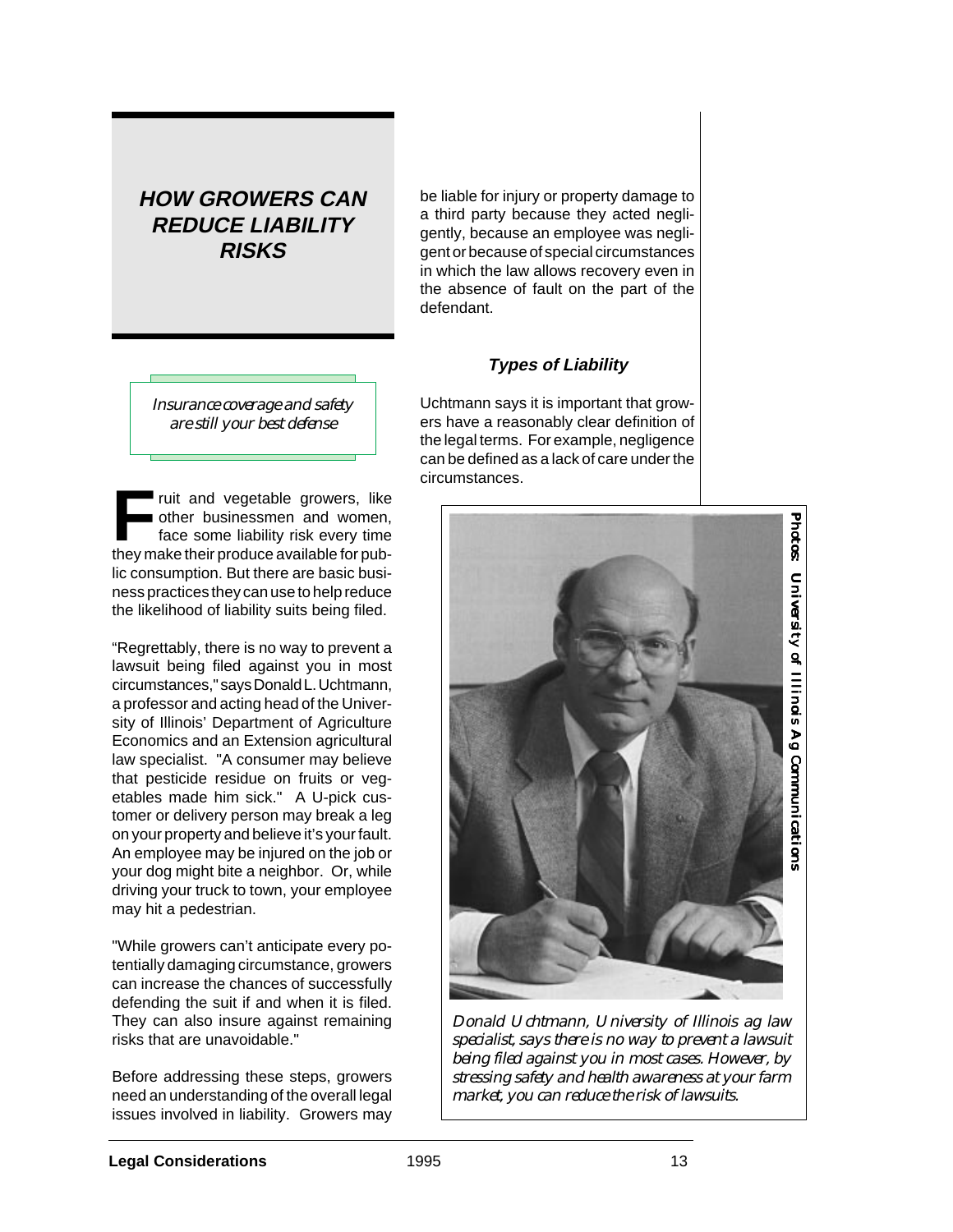# HOW GROWERS CAN REDUCE LIABILITY RISKS

*Insurance coverage and safety are still your best defense*

Fruit and vegetable growers, like other businessmen and women, face some liability risk every time they make their produce available for public consumption. But there are basic business practices they can use to help reduce the likelihood of liability suits being filed.

“Regrettably, there is no way to prevent a lawsuit being filed against you in most circumstances," says Donald L. Uchtmann, a professor and acting head of the University of Illinois' Department of Agriculture Economics and an Extension agricultural law specialist. "A consumer may believe that pesticide residue on fruits or vegetables made him sick." A U-pick customer or delivery person may break a leg on your property and believe it's your fault. An employee may be injured on the job or your dog might bite a neighbor. Or, while driving your truck to town, your employee may hit a pedestrian.

"While growers can't anticipate every potentially damaging circumstance, growers can increase the chances of successfully defending the suit if and when it is filed. They can also insure against remaining risks that are unavoidable."

Before addressing these steps, growers need an understanding of the overall legal issues involved in liability. Growers may be liable for injury or property damage to a third party because they acted negligently, because an employee was negligent or because of special circumstances in which the law allows recovery even in the absence of fault on the part of the defendant.

### Types of Liability

Uchtmann says it is important that growers have a reasonably clear definition of the legal terms. For example, negligence can be defined as a lack of care under the circumstances.

Photos: University of Illinois Ag Communications

*Donald Uchtmann, University of Illinois ag law specialist, says there is no way to prevent a lawsuit being filed against you in most cases. However, by stressing safety and health awareness at your farm market, you can reduce the risk of lawsuits.*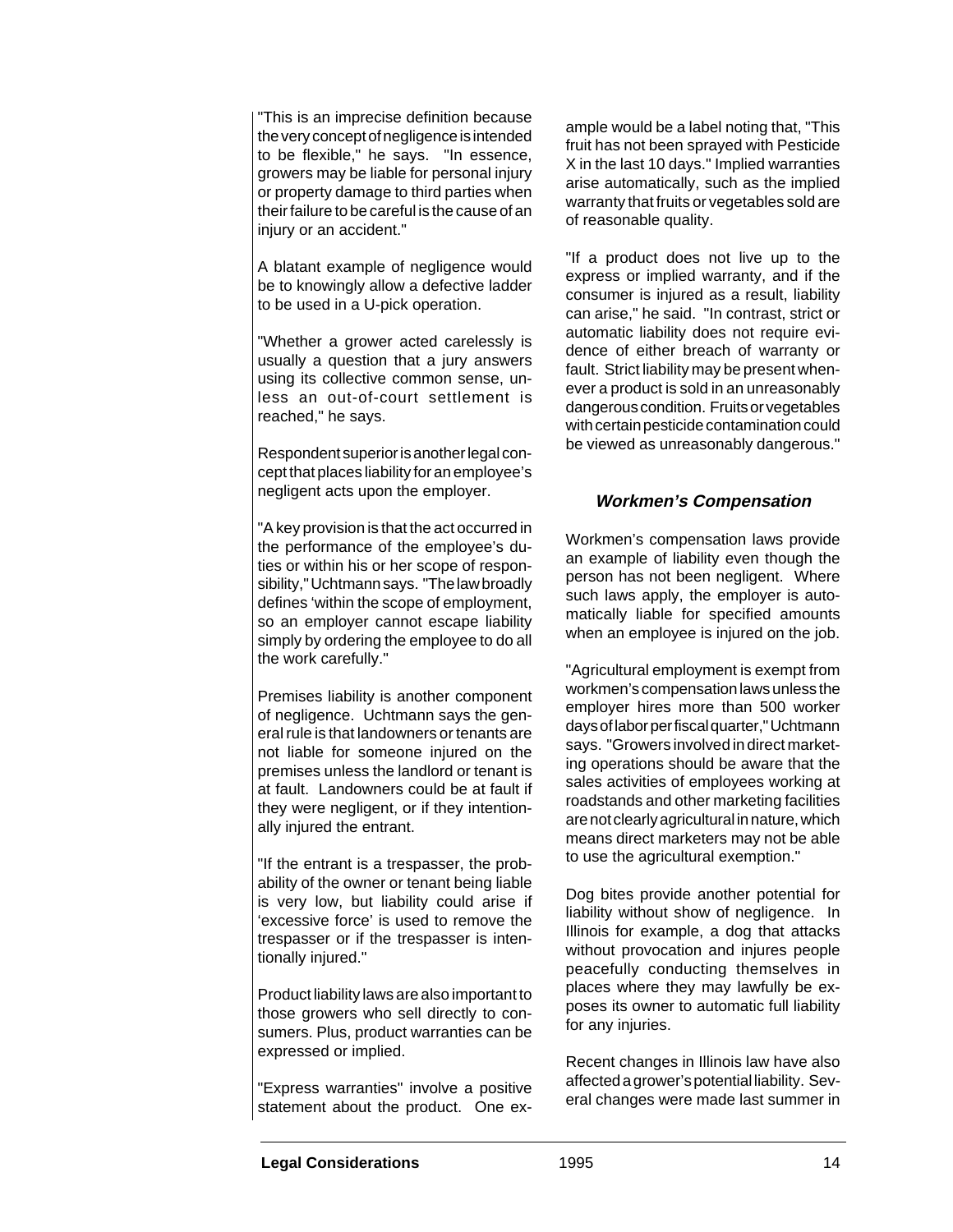"This is an imprecise definition because the very concept of negligence is intended to be flexible," he says. "In essence, growers may be liable for personal injury or property damage to third parties when their failure to be careful is the cause of an injury or an accident."

A blatant example of negligence would be to knowingly allow a defective ladder to be used in a U-pick operation.

"Whether a grower acted carelessly is usually a question that a jury answers using its collective common sense, unless an out-of-court settlement is reached," he says.

Respondent superior is another legal concept that places liability for an employee's negligent acts upon the employer.

"A key provision is that the act occurred in the performance of the employee's duties or within his or her scope of responsibility," Uchtmann says. "The law broadly defines 'within the scope of employment, so an employer cannot escape liability simply by ordering the employee to do all the work carefully."

Premises liability is another component of negligence. Uchtmann says the general rule is that landowners or tenants are not liable for someone injured on the premises unless the landlord or tenant is at fault. Landowners could be at fault if they were negligent, or if they intentionally injured the entrant.

"If the entrant is a trespasser, the probability of the owner or tenant being liable is very low, but liability could arise if 'excessive force' is used to remove the trespasser or if the trespasser is intentionally injured."

Product liability laws are also important to those growers who sell directly to consumers. Plus, product warranties can be expressed or implied.

"Express warranties" involve a positive statement about the product. One example would be a label noting that, "This fruit has not been sprayed with Pesticide X in the last 10 days." Implied warranties arise automatically, such as the implied warranty that fruits or vegetables sold are of reasonable quality.

"If a product does not live up to the express or implied warranty, and if the consumer is injured as a result, liability can arise," he said. "In contrast, strict or automatic liability does not require evidence of either breach of warranty or fault. Strict liability may be present whenever a product is sold in an unreasonably dangerous condition. Fruits or vegetables with certain pesticide contamination could be viewed as unreasonably dangerous."

### *Workmen's Compensation*

Workmen's compensation laws provide an example of liability even though the person has not been negligent. Where such laws apply, the employer is automatically liable for specified amounts when an employee is injured on the job.

"Agricultural employment is exempt from workmen's compensation laws unless the employer hires more than 500 worker days of labor per fiscal quarter," Uchtmann says. "Growers involved in direct marketing operations should be aware that the sales activities of employees working at roadstands and other marketing facilities are not clearly agricultural in nature, which means direct marketers may not be able to use the agricultural exemption."

Dog bites provide another potential for liability without show of negligence. In Illinois for example, a dog that attacks without provocation and injures people peacefully conducting themselves in places where they may lawfully be exposes its owner to automatic full liability for any injuries.

Recent changes in Illinois law have also affected a grower's potential liability. Several changes were made last summer in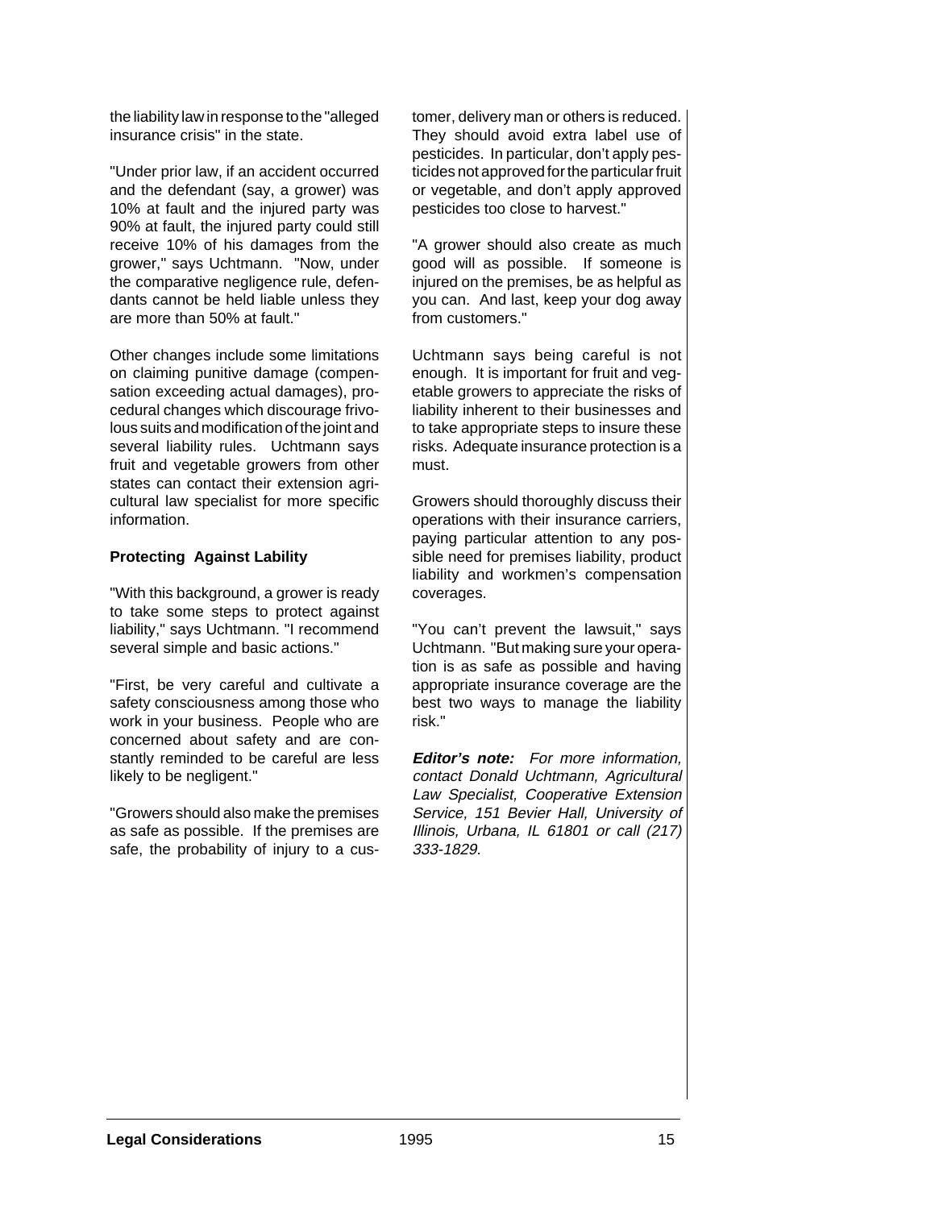the liability law in response to the "alleged insurance crisis" in the state.

"Under prior law, if an accident occurred and the defendant (say, a grower) was 10% at fault and the injured party was 90% at fault, the injured party could still receive 10% of his damages from the grower," says Uchtmann. "Now, under the comparative negligence rule, defendants cannot be held liable unless they are more than 50% at fault."

Other changes include some limitations on claiming punitive damage (compensation exceeding actual damages), procedural changes which discourage frivolous suits and modification of the joint and several liability rules. Uchtmann says fruit and vegetable growers from other states can contact their extension agricultural law specialist for more specific information.

**Protecting Against Lability**

"With this background, a grower is ready to take some steps to protect against liability," says Uchtmann. "I recommend several simple and basic actions."

"First, be very careful and cultivate a safety consciousness among those who work in your business. People who are concerned about safety and are constantly reminded to be careful are less likely to be negligent."

"Growers should also make the premises as safe as possible. If the premises are safe, the probability of injury to a customer, delivery man or others is reduced. They should avoid extra label use of pesticides. In particular, don't apply pesticides not approved for the particular fruit or vegetable, and don't apply approved pesticides too close to harvest."

"A grower should also create as much good will as possible. If someone is injured on the premises, be as helpful as you can. And last, keep your dog away from customers."

Uchtmann says being careful is not enough. It is important for fruit and vegetable growers to appreciate the risks of liability inherent to their businesses and to take appropriate steps to insure these risks. Adequate insurance protection is a must.

Growers should thoroughly discuss their operations with their insurance carriers, paying particular attention to any possible need for premises liability, product liability and workmen's compensation coverages.

"You can't prevent the lawsuit," says Uchtmann. "But making sure your operation is as safe as possible and having appropriate insurance coverage are the best two ways to manage the liability risk."

***Editor's note:*** *For more information, contact Donald Uchtmann, Agricultural Law Specialist, Cooperative Extension Service, 151 Bevier Hall, University of Illinois, Urbana, IL 61801 or call (217) 333-1829.*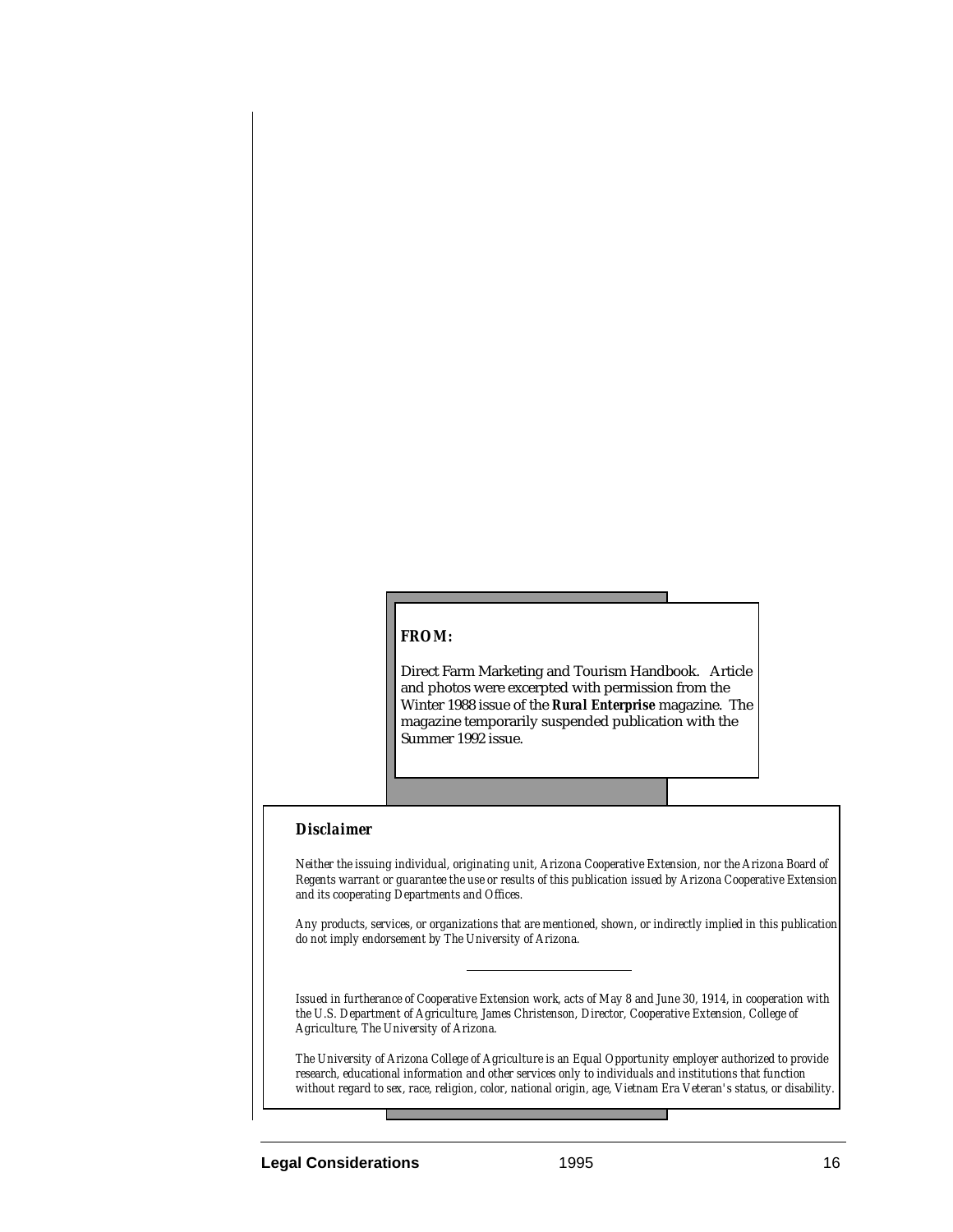***FROM:***

Direct Farm Marketing and Tourism Handbook. Article and photos were excerpted with permission from the Winter 1988 issue of the ***Rural Enterprise*** magazine. The magazine temporarily suspended publication with the Summer 1992 issue.

### *Disclaimer*

*Neither the issuing individual, originating unit, Arizona Cooperative Extension, nor the Arizona Board of Regents warrant or guarantee the use or results of this publication issued by Arizona Cooperative Extension and its cooperating Departments and Offices.*

*Any products, services, or organizations that are mentioned, shown, or indirectly implied in this publication do not imply endorsement by The University of Arizona.*

---

*Issued in furtherance of Cooperative Extension work, acts of May 8 and June 30, 1914, in cooperation with the U.S. Department of Agriculture, James Christenson, Director, Cooperative Extension, College of Agriculture, The University of Arizona.*

*The University of Arizona College of Agriculture is an Equal Opportunity employer authorized to provide research, educational information and other services only to individuals and institutions that function without regard to sex, race, religion, color, national origin, age, Vietnam Era Veteran's status, or disability.*